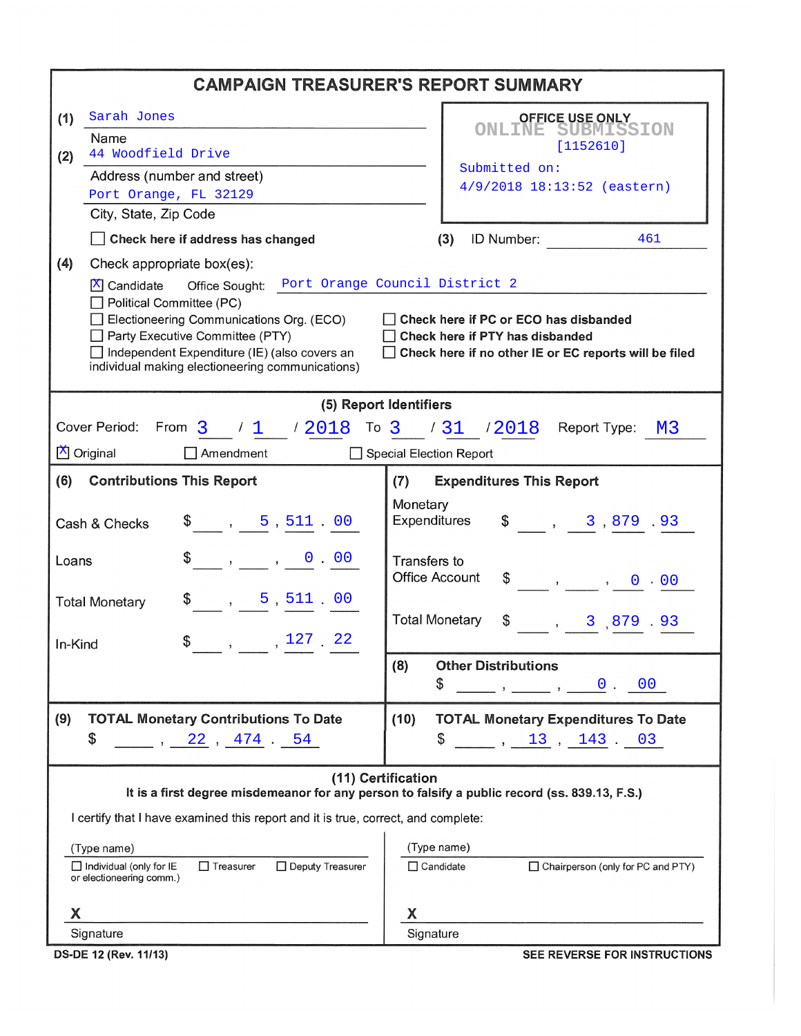# CAMPAIGN TREASURER'S REPORT SUMMARY

**(1)** Sarah Jones
Name

**(2)** 44 Woodfield Drive
Address (number and street)

Port Orange, FL 32129
City, State, Zip Code

☐ **Check here if address has changed**

**OFFICE USE ONLY**
ONLINE SUBMISSION
[1152610]
Submitted on:
4/9/2018 18:13:52 (eastern)

**(3)** ID Number: 461

**(4)** Check appropriate box(es):

☒ Candidate Office Sought: Port Orange Council District 2
☐ Political Committee (PC)
☐ Electioneering Communications Org. (ECO)
☐ Party Executive Committee (PTY)
☐ Independent Expenditure (IE) (also covers an individual making electioneering communications)

☐ **Check here if PC or ECO has disbanded**
☐ **Check here if PTY has disbanded**
☐ **Check here if no other IE or EC reports will be filed**

## (5) Report Identifiers

Cover Period: From 3 / 1 / 2018 To 3 / 31 / 2018 Report Type: M3

☒ Original ☐ Amendment ☐ Special Election Report

**(6) Contributions This Report**

| | |
|---|---|
| Cash & Checks | $ 5,511.00 |
| Loans | $ 0.00 |
| Total Monetary | $ 5,511.00 |
| In-Kind | $ 127.22 |

**(7) Expenditures This Report**

| | |
|---|---|
| Monetary Expenditures | $ 3,879.93 |
| Transfers to Office Account | $ 0.00 |
| Total Monetary | $ 3,879.93 |

**(8) Other Distributions**
$ 0.00

**(9) TOTAL Monetary Contributions To Date**
$ 22,474.54

**(10) TOTAL Monetary Expenditures To Date**
$ 13,143.03

## (11) Certification

**It is a first degree misdemeanor for any person to falsify a public record (ss. 839.13, F.S.)**

I certify that I have examined this report and it is true, correct, and complete:

(Type name)
☐ Individual (only for IE or electioneering comm.) ☐ Treasurer ☐ Deputy Treasurer

X
Signature

(Type name)
☐ Candidate ☐ Chairperson (only for PC and PTY)

X
Signature

DS-DE 12 (Rev. 11/13) SEE REVERSE FOR INSTRUCTIONS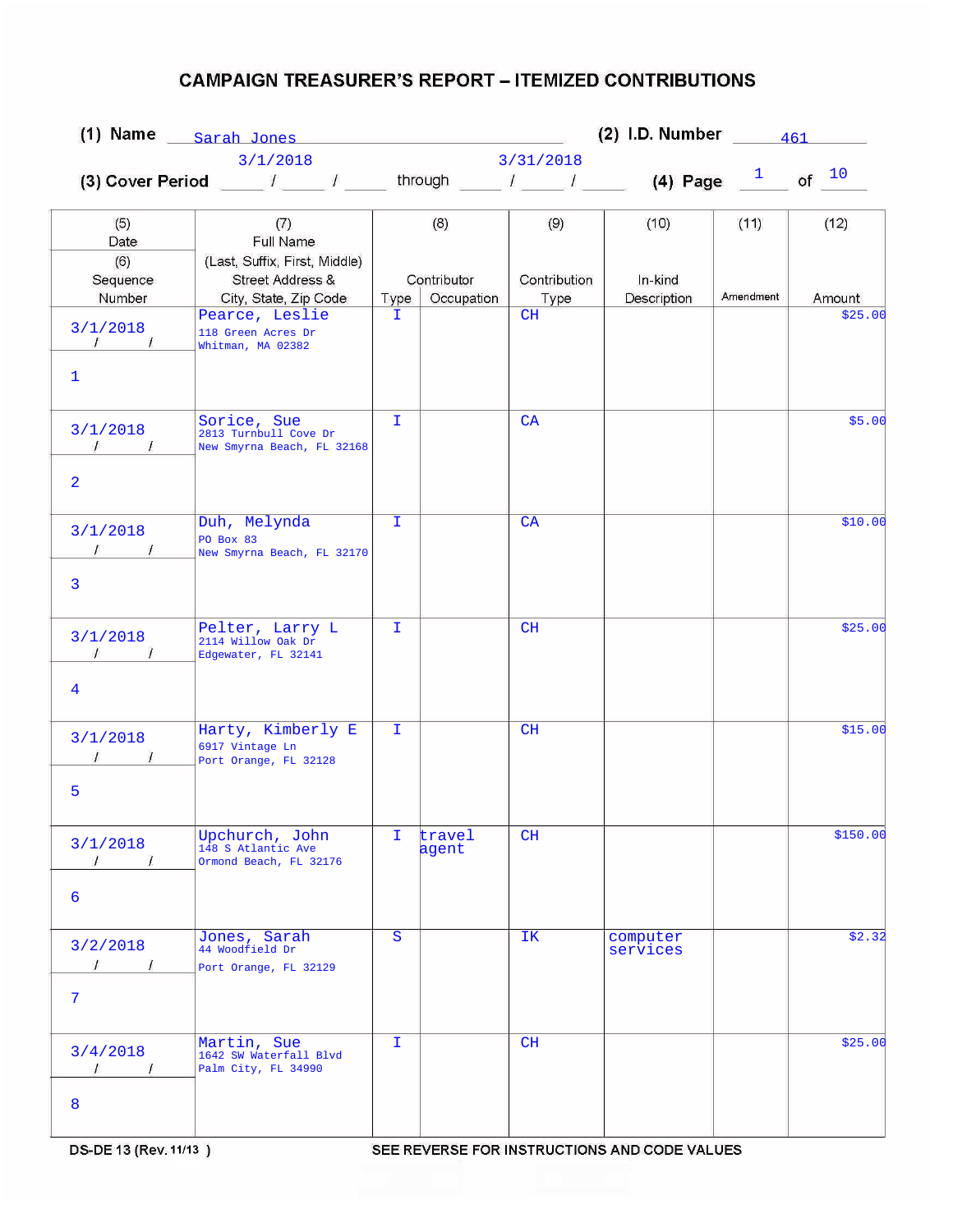# CAMPAIGN TREASURER'S REPORT – ITEMIZED CONTRIBUTIONS

**(1) Name** Sarah Jones **(2) I.D. Number** 461

**(3) Cover Period** 3/1/2018 through 3/31/2018 **(4) Page** 1 of 10

| (5) Date / (6) Sequence Number | (7) Full Name (Last, Suffix, First, Middle) Street Address & City, State, Zip Code | (8) Contributor Type | (8) Contributor Occupation | (9) Contribution Type | (10) In-kind Description | (11) Amendment | (12) Amount |
|---|---|---|---|---|---|---|---|
| 3/1/2018 / 1 | Pearce, Leslie 118 Green Acres Dr Whitman, MA 02382 | I | | CH | | | $25.00 |
| 3/1/2018 / 2 | Sorice, Sue 2813 Turnbull Cove Dr New Smyrna Beach, FL 32168 | I | | CA | | | $5.00 |
| 3/1/2018 / 3 | Duh, Melynda PO Box 83 New Smyrna Beach, FL 32170 | I | | CA | | | $10.00 |
| 3/1/2018 / 4 | Pelter, Larry L 2114 Willow Oak Dr Edgewater, FL 32141 | I | | CH | | | $25.00 |
| 3/1/2018 / 5 | Harty, Kimberly E 6917 Vintage Ln Port Orange, FL 32128 | I | | CH | | | $15.00 |
| 3/1/2018 / 6 | Upchurch, John 148 S Atlantic Ave Ormond Beach, FL 32176 | I | travel agent | CH | | | $150.00 |
| 3/2/2018 / 7 | Jones, Sarah 44 Woodfield Dr Port Orange, FL 32129 | S | | IK | computer services | | $2.32 |
| 3/4/2018 / 8 | Martin, Sue 1642 SW Waterfall Blvd Palm City, FL 34990 | I | | CH | | | $25.00 |

DS-DE 13 (Rev. 11/13) SEE REVERSE FOR INSTRUCTIONS AND CODE VALUES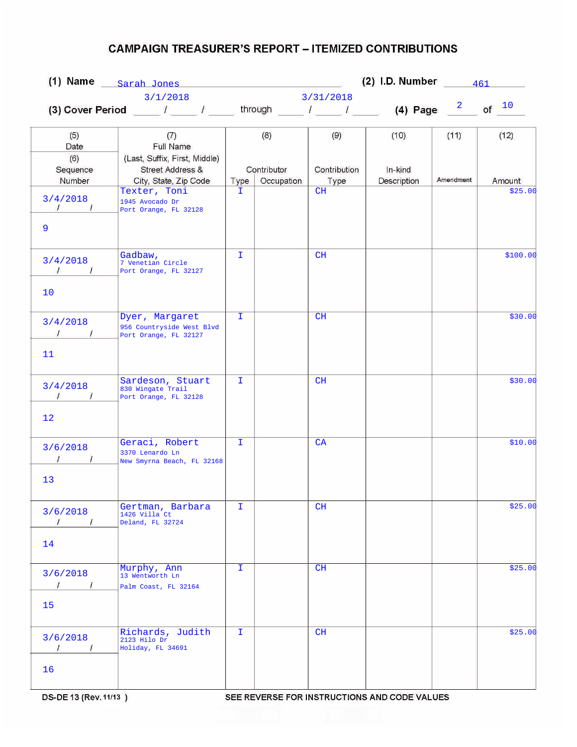# CAMPAIGN TREASURER'S REPORT – ITEMIZED CONTRIBUTIONS

**(1) Name** Sarah Jones **(2) I.D. Number** 461

**(3) Cover Period** 3/1/2018 through 3/31/2018 **(4) Page** 2 of 10

| (5) Date / (6) Sequence Number | (7) Full Name (Last, Suffix, First, Middle) Street Address & City, State, Zip Code | (8) Contributor Type | (8) Contributor Occupation | (9) Contribution Type | (10) In-kind Description | (11) Amendment | (12) Amount |
|---|---|---|---|---|---|---|---|
| 3/4/2018<br>9 | Texter, Toni<br>1945 Avocado Dr<br>Port Orange, FL 32128 | I | | CH | | | $25.00 |
| 3/4/2018<br>10 | Gadbaw,<br>7 Venetian Circle<br>Port Orange, FL 32127 | I | | CH | | | $100.00 |
| 3/4/2018<br>11 | Dyer, Margaret<br>956 Countryside West Blvd<br>Port Orange, FL 32127 | I | | CH | | | $30.00 |
| 3/4/2018<br>12 | Sardeson, Stuart<br>830 Wingate Trail<br>Port Orange, FL 32128 | I | | CH | | | $30.00 |
| 3/6/2018<br>13 | Geraci, Robert<br>3370 Lenardo Ln<br>New Smyrna Beach, FL 32168 | I | | CA | | | $10.00 |
| 3/6/2018<br>14 | Gertman, Barbara<br>1426 Villa Ct<br>Deland, FL 32724 | I | | CH | | | $25.00 |
| 3/6/2018<br>15 | Murphy, Ann<br>13 Wentworth Ln<br>Palm Coast, FL 32164 | I | | CH | | | $25.00 |
| 3/6/2018<br>16 | Richards, Judith<br>2123 Hilo Dr<br>Holiday, FL 34691 | I | | CH | | | $25.00 |

DS-DE 13 (Rev. 11/13) SEE REVERSE FOR INSTRUCTIONS AND CODE VALUES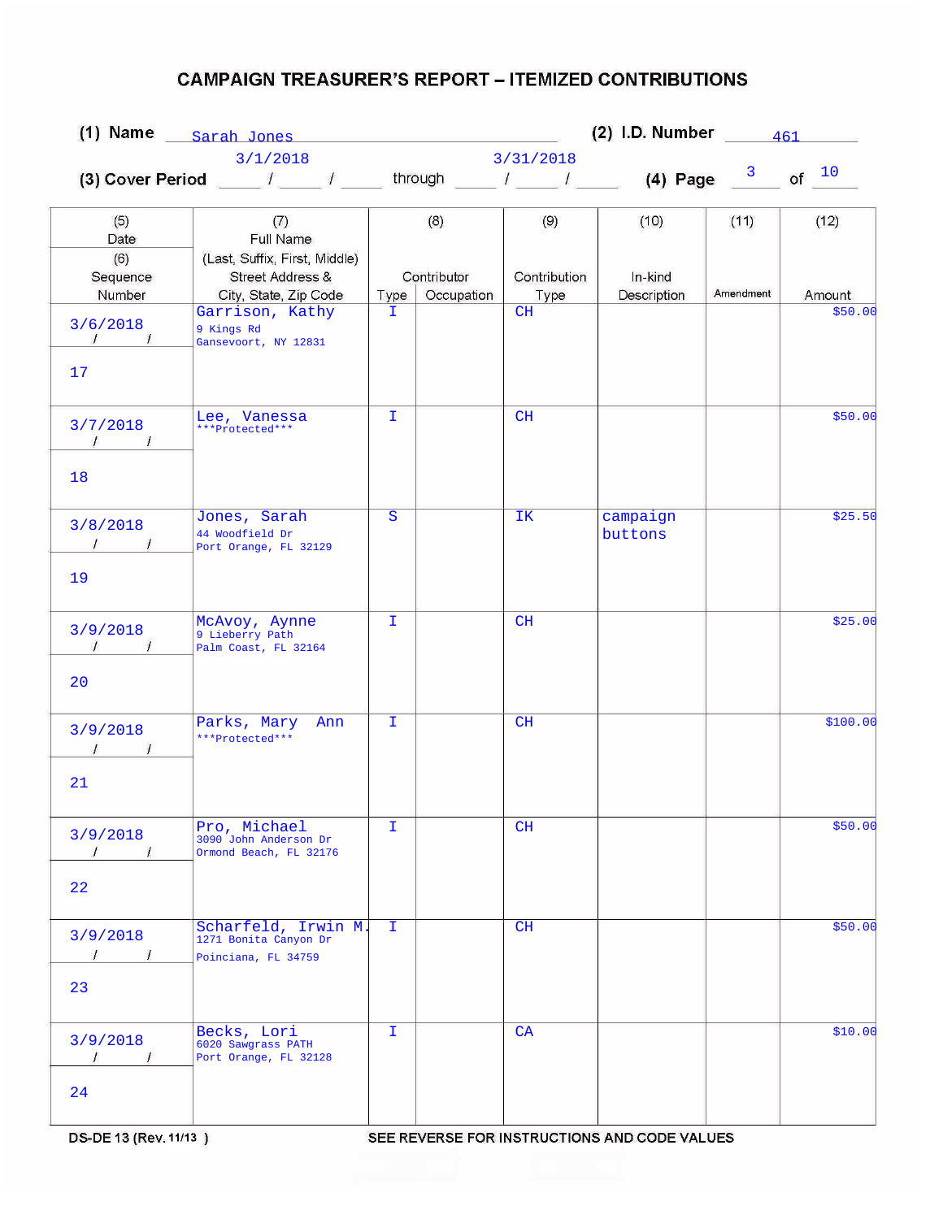# CAMPAIGN TREASURER'S REPORT – ITEMIZED CONTRIBUTIONS

**(1) Name** Sarah Jones **(2) I.D. Number** 461

**(3) Cover Period** 3/1/2018 through 3/31/2018 **(4) Page** 3 of 10

| (5) Date / (6) Sequence Number | (7) Full Name (Last, Suffix, First, Middle) Street Address & City, State, Zip Code | (8) Contributor Type | Occupation | (9) Contribution Type | (10) In-kind Description | (11) Amendment | (12) Amount |
|---|---|---|---|---|---|---|---|
| 3/6/2018 / 17 | Garrison, Kathy<br>9 Kings Rd<br>Gansevoort, NY 12831 | I | | CH | | | $50.00 |
| 3/7/2018 / 18 | Lee, Vanessa<br>\*\*\*Protected\*\*\* | I | | CH | | | $50.00 |
| 3/8/2018 / 19 | Jones, Sarah<br>44 Woodfield Dr<br>Port Orange, FL 32129 | S | | IK | campaign buttons | | $25.50 |
| 3/9/2018 / 20 | McAvoy, Aynne<br>9 Lieberry Path<br>Palm Coast, FL 32164 | I | | CH | | | $25.00 |
| 3/9/2018 / 21 | Parks, Mary Ann<br>\*\*\*Protected\*\*\* | I | | CH | | | $100.00 |
| 3/9/2018 / 22 | Pro, Michael<br>3090 John Anderson Dr<br>Ormond Beach, FL 32176 | I | | CH | | | $50.00 |
| 3/9/2018 / 23 | Scharfeld, Irwin M.<br>1271 Bonita Canyon Dr<br>Poinciana, FL 34759 | I | | CH | | | $50.00 |
| 3/9/2018 / 24 | Becks, Lori<br>6020 Sawgrass PATH<br>Port Orange, FL 32128 | I | | CA | | | $10.00 |

DS-DE 13 (Rev. 11/13) SEE REVERSE FOR INSTRUCTIONS AND CODE VALUES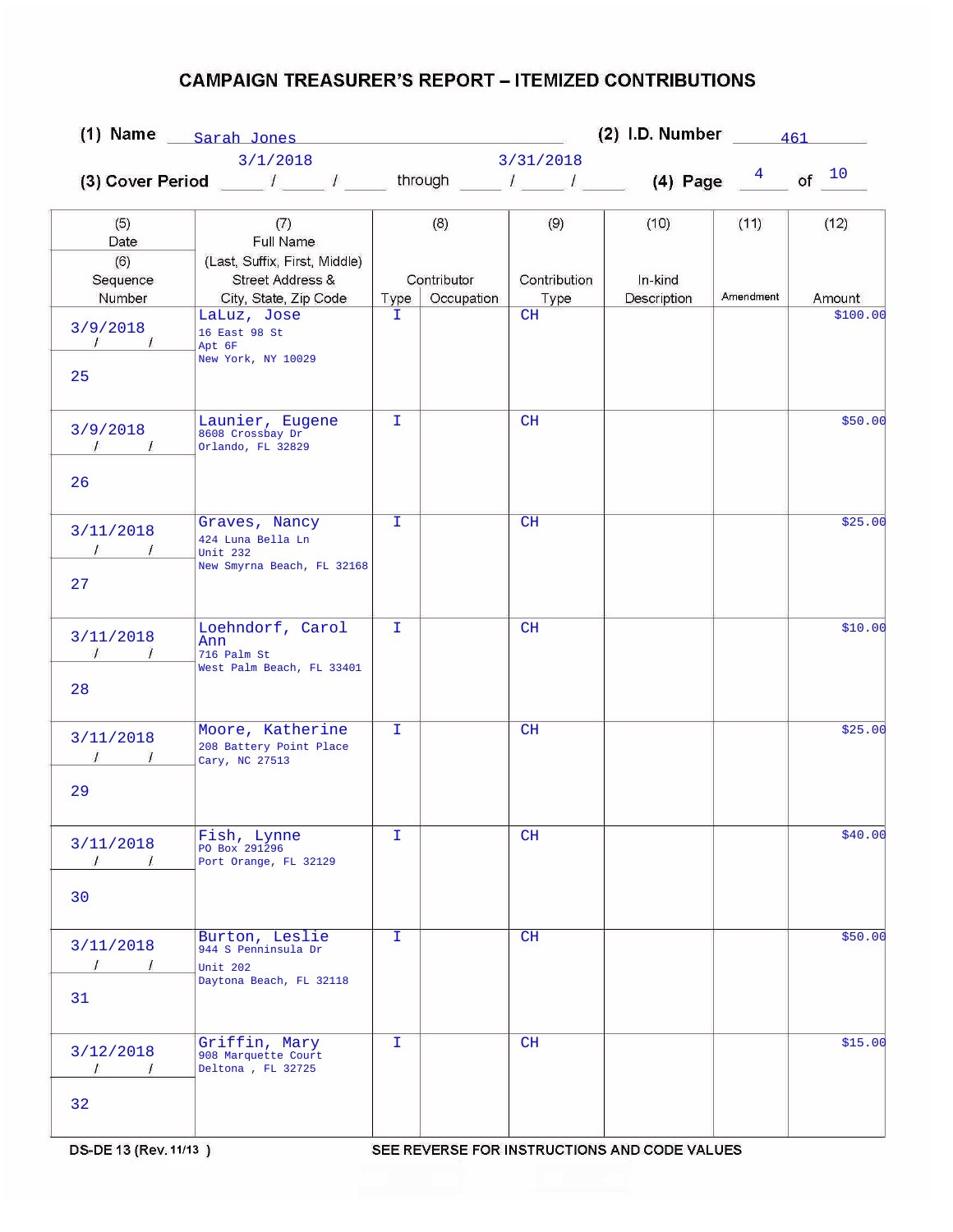# CAMPAIGN TREASURER'S REPORT – ITEMIZED CONTRIBUTIONS

**(1) Name** Sarah Jones **(2) I.D. Number** 461

**(3) Cover Period** 3/1/2018 through 3/31/2018 **(4) Page** 4 of 10

| (5) Date / (6) Sequence Number | (7) Full Name (Last, Suffix, First, Middle) Street Address & City, State, Zip Code | (8) Contributor Type | (8) Contributor Occupation | (9) Contribution Type | (10) In-kind Description | (11) Amendment | (12) Amount |
|---|---|---|---|---|---|---|---|
| 3/9/2018<br>25 | LaLuz, Jose<br>16 East 98 St<br>Apt 6F<br>New York, NY 10029 | I | | CH | | | $100.00 |
| 3/9/2018<br>26 | Launier, Eugene<br>8608 Crossbay Dr<br>Orlando, FL 32829 | I | | CH | | | $50.00 |
| 3/11/2018<br>27 | Graves, Nancy<br>424 Luna Bella Ln<br>Unit 232<br>New Smyrna Beach, FL 32168 | I | | CH | | | $25.00 |
| 3/11/2018<br>28 | Loehndorf, Carol Ann<br>716 Palm St<br>West Palm Beach, FL 33401 | I | | CH | | | $10.00 |
| 3/11/2018<br>29 | Moore, Katherine<br>208 Battery Point Place<br>Cary, NC 27513 | I | | CH | | | $25.00 |
| 3/11/2018<br>30 | Fish, Lynne<br>PO Box 291296<br>Port Orange, FL 32129 | I | | CH | | | $40.00 |
| 3/11/2018<br>31 | Burton, Leslie<br>944 S Penninsula Dr<br>Unit 202<br>Daytona Beach, FL 32118 | I | | CH | | | $50.00 |
| 3/12/2018<br>32 | Griffin, Mary<br>908 Marquette Court<br>Deltona , FL 32725 | I | | CH | | | $15.00 |

DS-DE 13 (Rev. 11/13 ) SEE REVERSE FOR INSTRUCTIONS AND CODE VALUES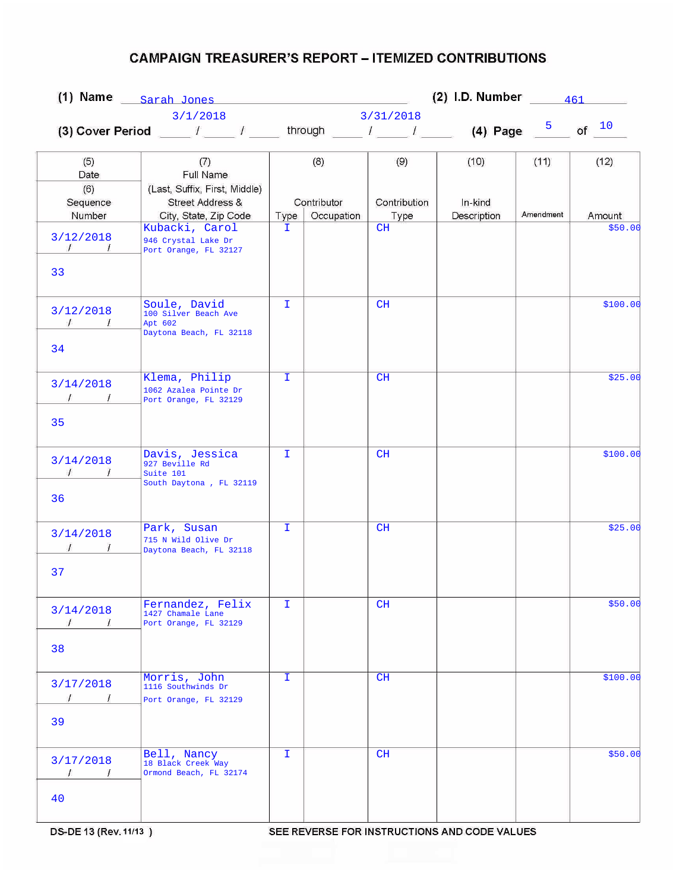# CAMPAIGN TREASURER'S REPORT – ITEMIZED CONTRIBUTIONS

(1) Name Sarah Jones (2) I.D. Number 461

(3) Cover Period 3/1/2018 through 3/31/2018 (4) Page 5 of 10

| (5) Date / (6) Sequence Number | (7) Full Name (Last, Suffix, First, Middle) Street Address & City, State, Zip Code | (8) Contributor Type | (8) Contributor Occupation | (9) Contribution Type | (10) In-kind Description | (11) Amendment | (12) Amount |
|---|---|---|---|---|---|---|---|
| 3/12/2018 / 33 | Kubacki, Carol<br>946 Crystal Lake Dr<br>Port Orange, FL 32127 | I | | CH | | | $50.00 |
| 3/12/2018 / 34 | Soule, David<br>100 Silver Beach Ave<br>Apt 602<br>Daytona Beach, FL 32118 | I | | CH | | | $100.00 |
| 3/14/2018 / 35 | Klema, Philip<br>1062 Azalea Pointe Dr<br>Port Orange, FL 32129 | I | | CH | | | $25.00 |
| 3/14/2018 / 36 | Davis, Jessica<br>927 Beville Rd<br>Suite 101<br>South Daytona , FL 32119 | I | | CH | | | $100.00 |
| 3/14/2018 / 37 | Park, Susan<br>715 N Wild Olive Dr<br>Daytona Beach, FL 32118 | I | | CH | | | $25.00 |
| 3/14/2018 / 38 | Fernandez, Felix<br>1427 Chamale Lane<br>Port Orange, FL 32129 | I | | CH | | | $50.00 |
| 3/17/2018 / 39 | Morris, John<br>1116 Southwinds Dr<br>Port Orange, FL 32129 | I | | CH | | | $100.00 |
| 3/17/2018 / 40 | Bell, Nancy<br>18 Black Creek Way<br>Ormond Beach, FL 32174 | I | | CH | | | $50.00 |

DS-DE 13 (Rev. 11/13) SEE REVERSE FOR INSTRUCTIONS AND CODE VALUES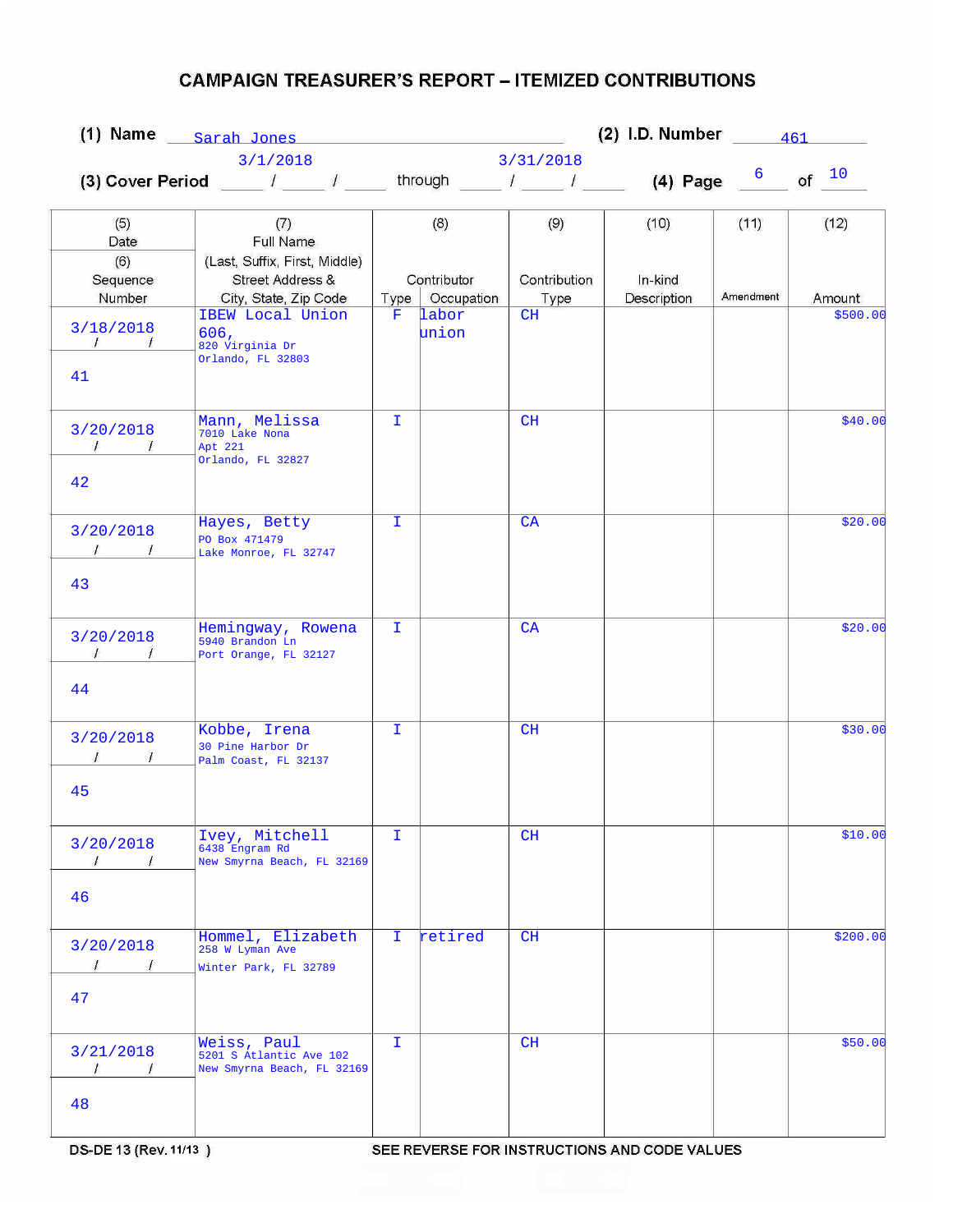# CAMPAIGN TREASURER'S REPORT – ITEMIZED CONTRIBUTIONS

**(1) Name** Sarah Jones **(2) I.D. Number** 461

**(3) Cover Period** 3/1/2018 through 3/31/2018 **(4) Page** 6 of 10

| (5) Date / (6) Sequence Number | (7) Full Name (Last, Suffix, First, Middle) Street Address & City, State, Zip Code | (8) Contributor Type | (8) Contributor Occupation | (9) Contribution Type | (10) In-kind Description | (11) Amendment | (12) Amount |
|---|---|---|---|---|---|---|---|
| 3/18/2018 / 41 | IBEW Local Union 606, 820 Virginia Dr Orlando, FL 32803 | F | labor union | CH | | | $500.00 |
| 3/20/2018 / 42 | Mann, Melissa 7010 Lake Nona Apt 221 Orlando, FL 32827 | I | | CH | | | $40.00 |
| 3/20/2018 / 43 | Hayes, Betty PO Box 471479 Lake Monroe, FL 32747 | I | | CA | | | $20.00 |
| 3/20/2018 / 44 | Hemingway, Rowena 5940 Brandon Ln Port Orange, FL 32127 | I | | CA | | | $20.00 |
| 3/20/2018 / 45 | Kobbe, Irena 30 Pine Harbor Dr Palm Coast, FL 32137 | I | | CH | | | $30.00 |
| 3/20/2018 / 46 | Ivey, Mitchell 6438 Engram Rd New Smyrna Beach, FL 32169 | I | | CH | | | $10.00 |
| 3/20/2018 / 47 | Hommel, Elizabeth 258 W Lyman Ave Winter Park, FL 32789 | I | retired | CH | | | $200.00 |
| 3/21/2018 / 48 | Weiss, Paul 5201 S Atlantic Ave 102 New Smyrna Beach, FL 32169 | I | | CH | | | $50.00 |

DS-DE 13 (Rev. 11/13) SEE REVERSE FOR INSTRUCTIONS AND CODE VALUES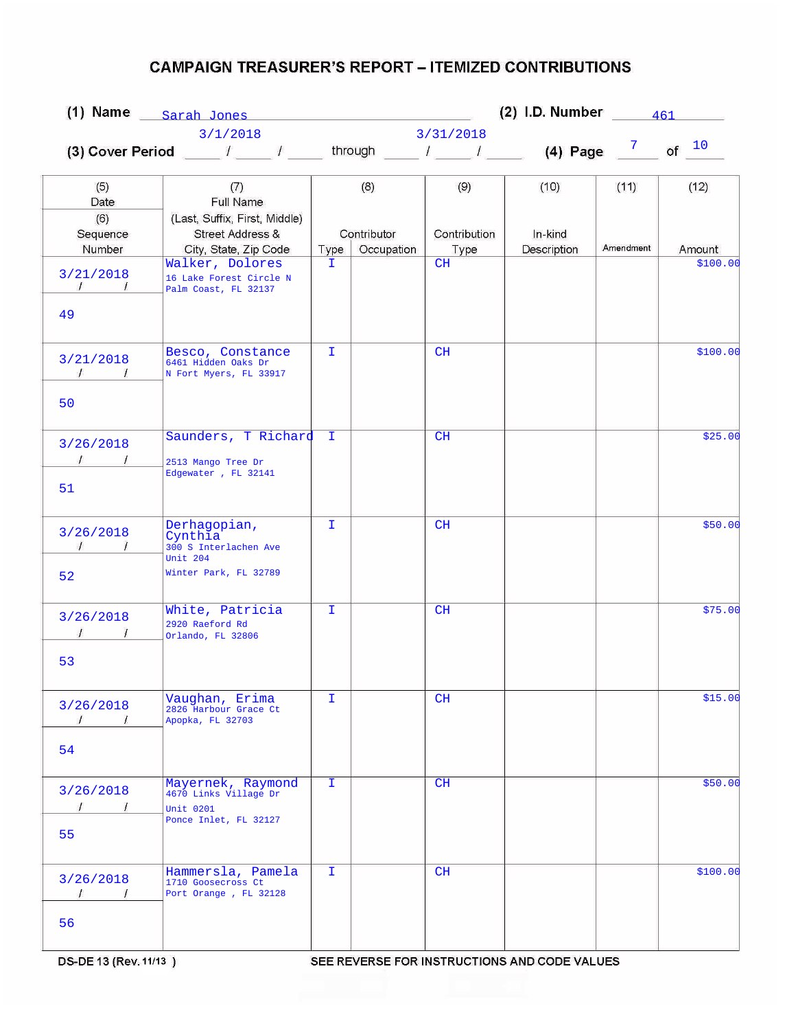# CAMPAIGN TREASURER'S REPORT – ITEMIZED CONTRIBUTIONS

**(1) Name** Sarah Jones **(2) I.D. Number** 461

**(3) Cover Period** 3/1/2018 through 3/31/2018 **(4) Page** 7 of 10

| (5) Date / (6) Sequence Number | (7) Full Name (Last, Suffix, First, Middle) Street Address & City, State, Zip Code | (8) Contributor Type | (8) Contributor Occupation | (9) Contribution Type | (10) In-kind Description | (11) Amendment | (12) Amount |
|---|---|---|---|---|---|---|---|
| 3/21/2018 <br> 49 | Walker, Dolores <br> 16 Lake Forest Circle N <br> Palm Coast, FL 32137 | I | | CH | | | $100.00 |
| 3/21/2018 <br> 50 | Besco, Constance <br> 6461 Hidden Oaks Dr <br> N Fort Myers, FL 33917 | I | | CH | | | $100.00 |
| 3/26/2018 <br> 51 | Saunders, T Richard <br> 2513 Mango Tree Dr <br> Edgewater , FL 32141 | I | | CH | | | $25.00 |
| 3/26/2018 <br> 52 | Derhagopian, Cynthia <br> 300 S Interlachen Ave <br> Unit 204 <br> Winter Park, FL 32789 | I | | CH | | | $50.00 |
| 3/26/2018 <br> 53 | White, Patricia <br> 2920 Raeford Rd <br> Orlando, FL 32806 | I | | CH | | | $75.00 |
| 3/26/2018 <br> 54 | Vaughan, Erima <br> 2826 Harbour Grace Ct <br> Apopka, FL 32703 | I | | CH | | | $15.00 |
| 3/26/2018 <br> 55 | Mayernek, Raymond <br> 4670 Links Village Dr <br> Unit 0201 <br> Ponce Inlet, FL 32127 | I | | CH | | | $50.00 |
| 3/26/2018 <br> 56 | Hammersla, Pamela <br> 1710 Goosecross Ct <br> Port Orange , FL 32128 | I | | CH | | | $100.00 |

DS-DE 13 (Rev. 11/13) SEE REVERSE FOR INSTRUCTIONS AND CODE VALUES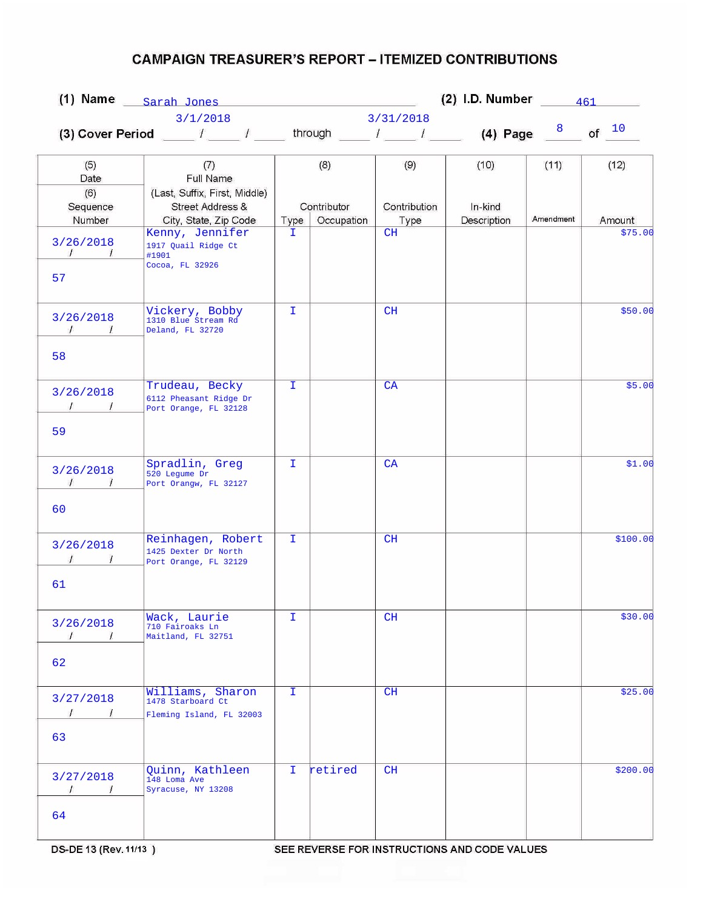# CAMPAIGN TREASURER'S REPORT – ITEMIZED CONTRIBUTIONS

(1) Name Sarah Jones (2) I.D. Number 461

(3) Cover Period 3/1/2018 through 3/31/2018 (4) Page 8 of 10

| (5) Date / (6) Sequence Number | (7) Full Name (Last, Suffix, First, Middle) Street Address & City, State, Zip Code | (8) Contributor Type | Occupation | (9) Contribution Type | (10) In-kind Description | (11) Amendment | (12) Amount |
|---|---|---|---|---|---|---|---|
| 3/26/2018 / 57 | Kenny, Jennifer 1917 Quail Ridge Ct #1901 Cocoa, FL 32926 | I | | CH | | | $75.00 |
| 3/26/2018 / 58 | Vickery, Bobby 1310 Blue Stream Rd Deland, FL 32720 | I | | CH | | | $50.00 |
| 3/26/2018 / 59 | Trudeau, Becky 6112 Pheasant Ridge Dr Port Orange, FL 32128 | I | | CA | | | $5.00 |
| 3/26/2018 / 60 | Spradlin, Greg 520 Legume Dr Port Orangw, FL 32127 | I | | CA | | | $1.00 |
| 3/26/2018 / 61 | Reinhagen, Robert 1425 Dexter Dr North Port Orange, FL 32129 | I | | CH | | | $100.00 |
| 3/26/2018 / 62 | Wack, Laurie 710 Fairoaks Ln Maitland, FL 32751 | I | | CH | | | $30.00 |
| 3/27/2018 / 63 | Williams, Sharon 1478 Starboard Ct Fleming Island, FL 32003 | I | | CH | | | $25.00 |
| 3/27/2018 / 64 | Quinn, Kathleen 148 Loma Ave Syracuse, NY 13208 | I | retired | CH | | | $200.00 |

DS-DE 13 (Rev. 11/13) SEE REVERSE FOR INSTRUCTIONS AND CODE VALUES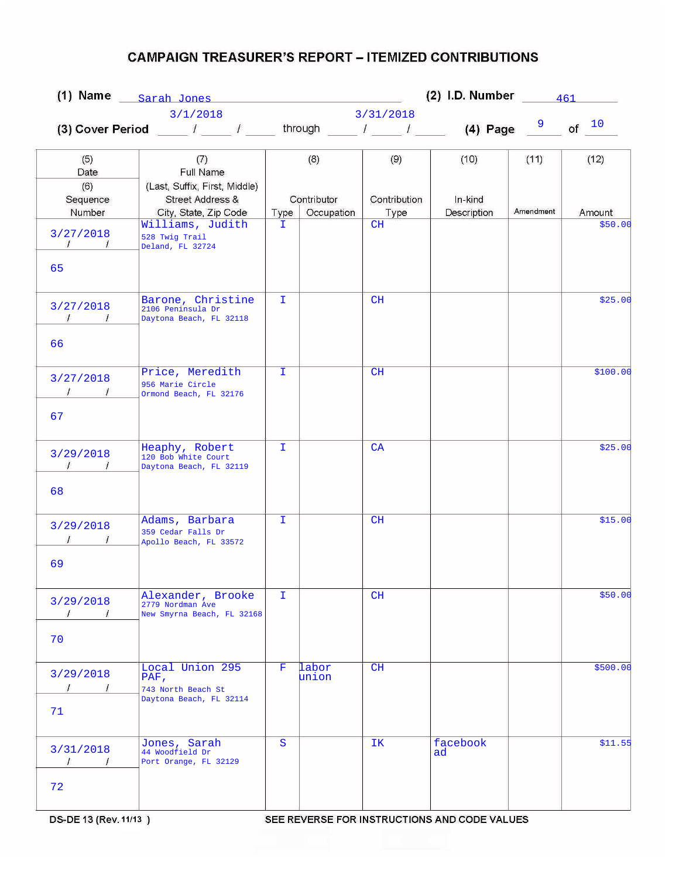# CAMPAIGN TREASURER'S REPORT – ITEMIZED CONTRIBUTIONS

**(1) Name** Sarah Jones **(2) I.D. Number** 461

**(3) Cover Period** 3/1/2018 through 3/31/2018 **(4) Page** 9 of 10

| (5) Date / (6) Sequence Number | (7) Full Name (Last, Suffix, First, Middle) Street Address & City, State, Zip Code | (8) Contributor Type | (8) Contributor Occupation | (9) Contribution Type | (10) In-kind Description | (11) Amendment | (12) Amount |
|---|---|---|---|---|---|---|---|
| 3/27/2018 / 65 | Williams, Judith<br>528 Twig Trail<br>Deland, FL 32724 | I | | CH | | | $50.00 |
| 3/27/2018 / 66 | Barone, Christine<br>2106 Peninsula Dr<br>Daytona Beach, FL 32118 | I | | CH | | | $25.00 |
| 3/27/2018 / 67 | Price, Meredith<br>956 Marie Circle<br>Ormond Beach, FL 32176 | I | | CH | | | $100.00 |
| 3/29/2018 / 68 | Heaphy, Robert<br>120 Bob White Court<br>Daytona Beach, FL 32119 | I | | CA | | | $25.00 |
| 3/29/2018 / 69 | Adams, Barbara<br>359 Cedar Falls Dr<br>Apollo Beach, FL 33572 | I | | CH | | | $15.00 |
| 3/29/2018 / 70 | Alexander, Brooke<br>2779 Nordman Ave<br>New Smyrna Beach, FL 32168 | I | | CH | | | $50.00 |
| 3/29/2018 / 71 | Local Union 295 PAF,<br>743 North Beach St<br>Daytona Beach, FL 32114 | F | labor union | CH | | | $500.00 |
| 3/31/2018 / 72 | Jones, Sarah<br>44 Woodfield Dr<br>Port Orange, FL 32129 | S | | IK | facebook ad | | $11.55 |

DS-DE 13 (Rev. 11/13) SEE REVERSE FOR INSTRUCTIONS AND CODE VALUES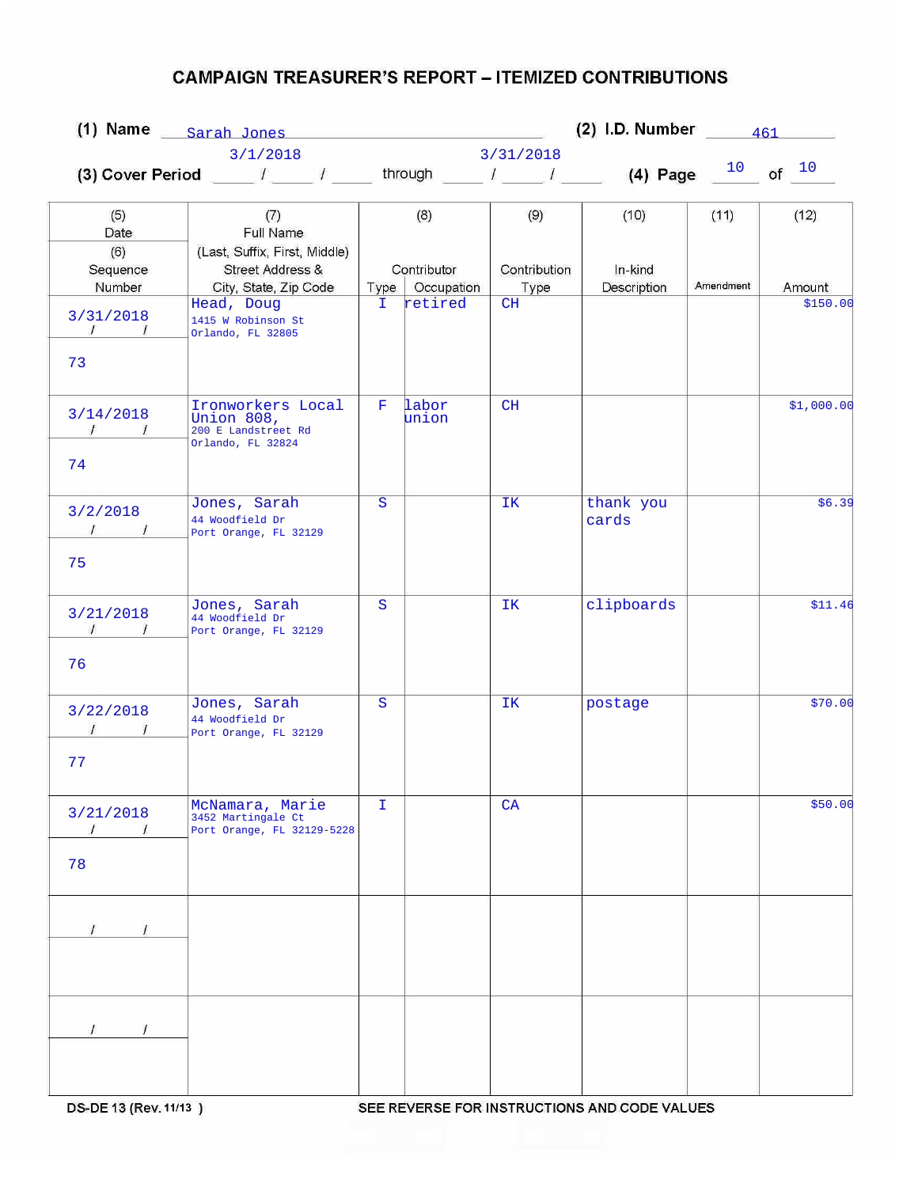# CAMPAIGN TREASURER'S REPORT – ITEMIZED CONTRIBUTIONS

**(1) Name** Sarah Jones **(2) I.D. Number** 461

**(3) Cover Period** 3/1/2018 through 3/31/2018 **(4) Page** 10 of 10

| (5) Date / (6) Sequence Number | (7) Full Name (Last, Suffix, First, Middle) Street Address & City, State, Zip Code | (8) Contributor Type | (8) Contributor Occupation | (9) Contribution Type | (10) In-kind Description | (11) Amendment | (12) Amount |
|---|---|---|---|---|---|---|---|
| 3/31/2018 / 73 | Head, Doug, 1415 W Robinson St, Orlando, FL 32805 | I | retired | CH | | | $150.00 |
| 3/14/2018 / 74 | Ironworkers Local Union 808, 200 E Landstreet Rd, Orlando, FL 32824 | F | labor union | CH | | | $1,000.00 |
| 3/2/2018 / 75 | Jones, Sarah, 44 Woodfield Dr, Port Orange, FL 32129 | S | | IK | thank you cards | | $6.39 |
| 3/21/2018 / 76 | Jones, Sarah, 44 Woodfield Dr, Port Orange, FL 32129 | S | | IK | clipboards | | $11.46 |
| 3/22/2018 / 77 | Jones, Sarah, 44 Woodfield Dr, Port Orange, FL 32129 | S | | IK | postage | | $70.00 |
| 3/21/2018 / 78 | McNamara, Marie, 3452 Martingale Ct, Port Orange, FL 32129-5228 | I | | CA | | | $50.00 |
| / / | | | | | | | |
| / / | | | | | | | |

DS-DE 13 (Rev. 11/13) SEE REVERSE FOR INSTRUCTIONS AND CODE VALUES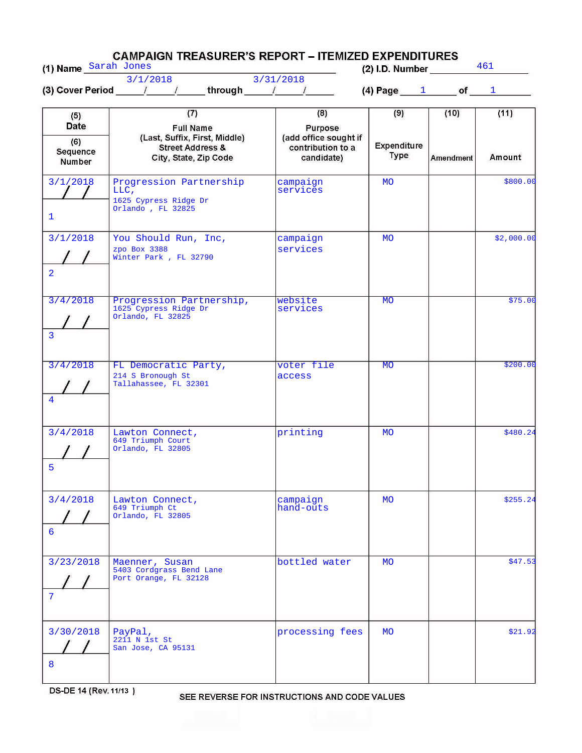# CAMPAIGN TREASURER'S REPORT – ITEMIZED EXPENDITURES

**(1) Name** Sarah Jones **(2) I.D. Number** 461

**(3) Cover Period** 3/1/2018 through 3/31/2018 **(4) Page** 1 of 1

| (5) Date / (6) Sequence Number | (7) Full Name (Last, Suffix, First, Middle) Street Address & City, State, Zip Code | (8) Purpose (add office sought if contribution to a candidate) | (9) Expenditure Type | (10) Amendment | (11) Amount |
|---|---|---|---|---|---|
| 3/1/2018<br>1 | Progression Partnership LLC,<br>1625 Cypress Ridge Dr<br>Orlando , FL 32825 | campaign services | MO | | $800.00 |
| 3/1/2018<br>2 | You Should Run, Inc,<br>zpo Box 3388<br>Winter Park , FL 32790 | campaign services | MO | | $2,000.00 |
| 3/4/2018<br>3 | Progression Partnership,<br>1625 Cypress Ridge Dr<br>Orlando, FL 32825 | website services | MO | | $75.00 |
| 3/4/2018<br>4 | FL Democratic Party,<br>214 S Bronough St<br>Tallahassee, FL 32301 | voter file access | MO | | $200.00 |
| 3/4/2018<br>5 | Lawton Connect,<br>649 Triumph Court<br>Orlando, FL 32805 | printing | MO | | $480.24 |
| 3/4/2018<br>6 | Lawton Connect,<br>649 Triumph Ct<br>Orlando, FL 32805 | campaign hand-outs | MO | | $255.24 |
| 3/23/2018<br>7 | Maenner, Susan<br>5403 Cordgrass Bend Lane<br>Port Orange, FL 32128 | bottled water | MO | | $47.53 |
| 3/30/2018<br>8 | PayPal,<br>2211 N 1st St<br>San Jose, CA 95131 | processing fees | MO | | $21.92 |

DS-DE 14 (Rev. 11/13 )

SEE REVERSE FOR INSTRUCTIONS AND CODE VALUES